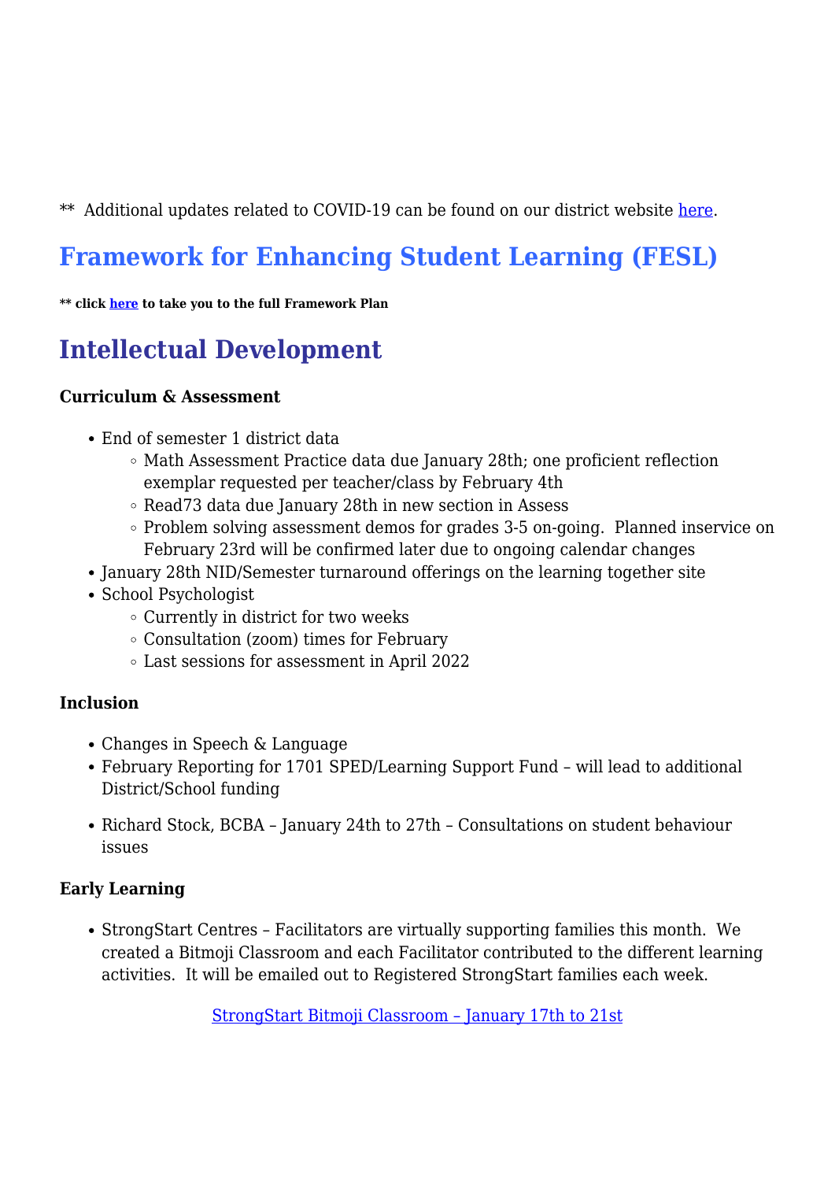** Additional updates related to COVID-19 can be found on our district website [here](#).

# Framework for Enhancing Student Learning (FESL)

**** click [here](#) to take you to the full Framework Plan**

# Intellectual Development

### Curriculum & Assessment

- End of semester 1 district data
  - Math Assessment Practice data due January 28th; one proficient reflection exemplar requested per teacher/class by February 4th
  - Read73 data due January 28th in new section in Assess
  - Problem solving assessment demos for grades 3-5 on-going. Planned inservice on February 23rd will be confirmed later due to ongoing calendar changes
- January 28th NID/Semester turnaround offerings on the learning together site
- School Psychologist
  - Currently in district for two weeks
  - Consultation (zoom) times for February
  - Last sessions for assessment in April 2022

### Inclusion

- Changes in Speech & Language
- February Reporting for 1701 SPED/Learning Support Fund – will lead to additional District/School funding
- Richard Stock, BCBA – January 24th to 27th – Consultations on student behaviour issues

### Early Learning

- StrongStart Centres – Facilitators are virtually supporting families this month. We created a Bitmoji Classroom and each Facilitator contributed to the different learning activities. It will be emailed out to Registered StrongStart families each week.

[StrongStart Bitmoji Classroom – January 17th to 21st](#)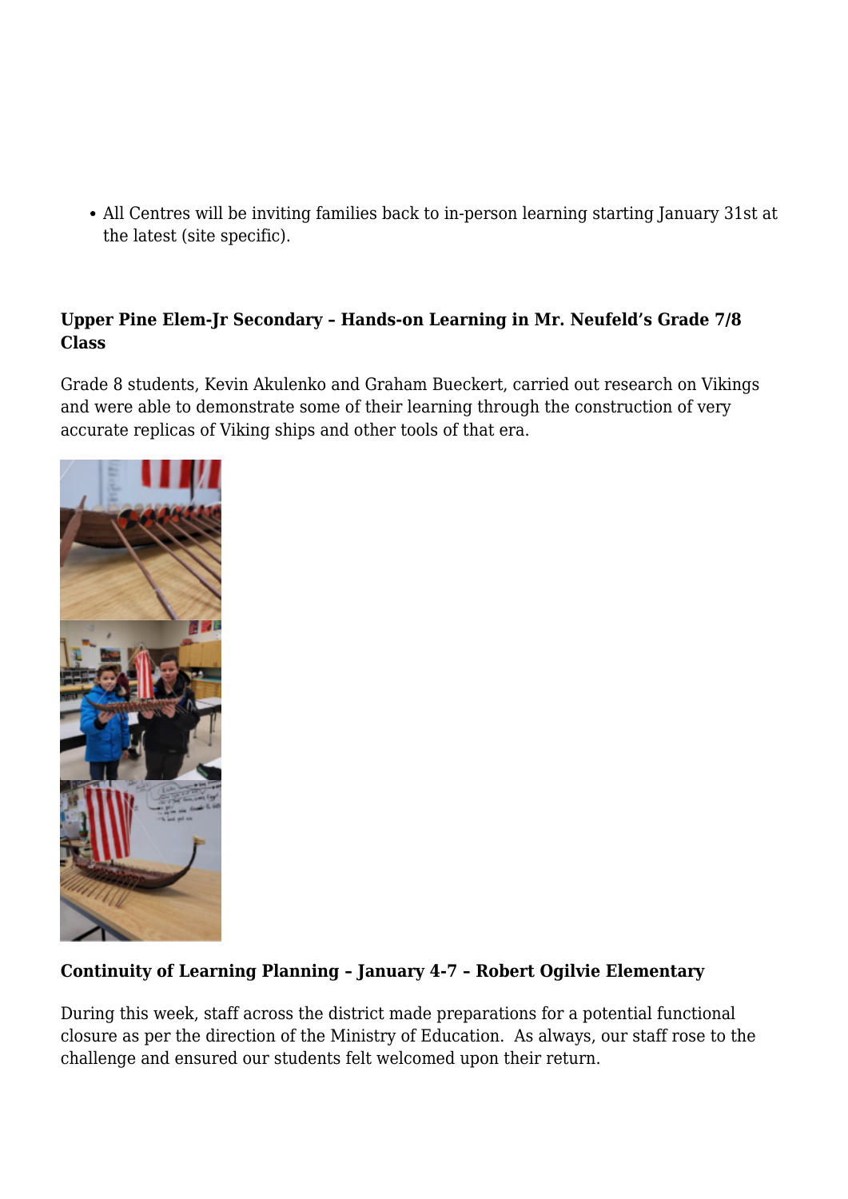- All Centres will be inviting families back to in-person learning starting January 31st at the latest (site specific).

**Upper Pine Elem-Jr Secondary – Hands-on Learning in Mr. Neufeld's Grade 7/8 Class**

Grade 8 students, Kevin Akulenko and Graham Bueckert, carried out research on Vikings and were able to demonstrate some of their learning through the construction of very accurate replicas of Viking ships and other tools of that era.

**Continuity of Learning Planning – January 4-7 – Robert Ogilvie Elementary**

During this week, staff across the district made preparations for a potential functional closure as per the direction of the Ministry of Education. As always, our staff rose to the challenge and ensured our students felt welcomed upon their return.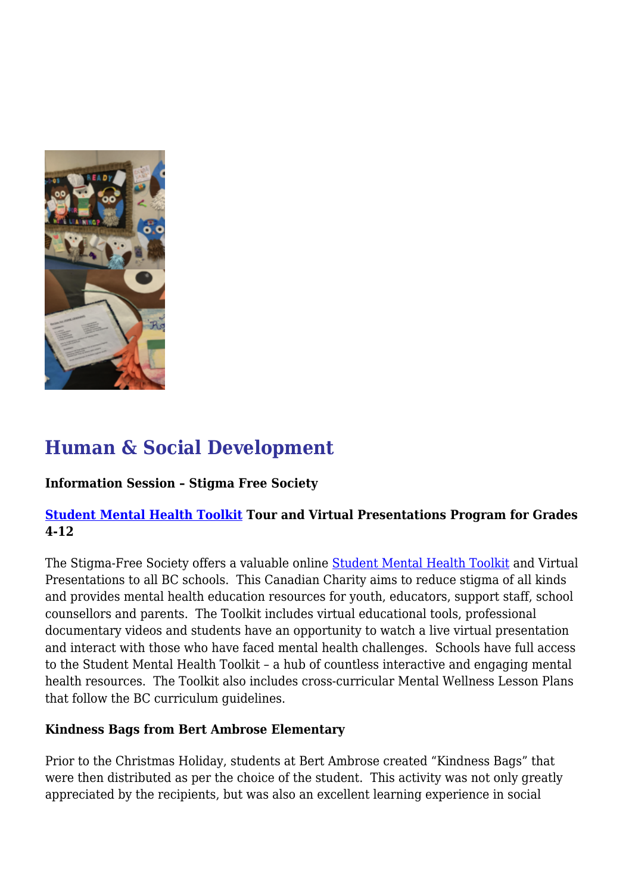## Human & Social Development

**Information Session – Stigma Free Society**

**Student Mental Health Toolkit Tour and Virtual Presentations Program for Grades 4-12**

The Stigma-Free Society offers a valuable online Student Mental Health Toolkit and Virtual Presentations to all BC schools. This Canadian Charity aims to reduce stigma of all kinds and provides mental health education resources for youth, educators, support staff, school counsellors and parents. The Toolkit includes virtual educational tools, professional documentary videos and students have an opportunity to watch a live virtual presentation and interact with those who have faced mental health challenges. Schools have full access to the Student Mental Health Toolkit – a hub of countless interactive and engaging mental health resources. The Toolkit also includes cross-curricular Mental Wellness Lesson Plans that follow the BC curriculum guidelines.

**Kindness Bags from Bert Ambrose Elementary**

Prior to the Christmas Holiday, students at Bert Ambrose created "Kindness Bags" that were then distributed as per the choice of the student. This activity was not only greatly appreciated by the recipients, but was also an excellent learning experience in social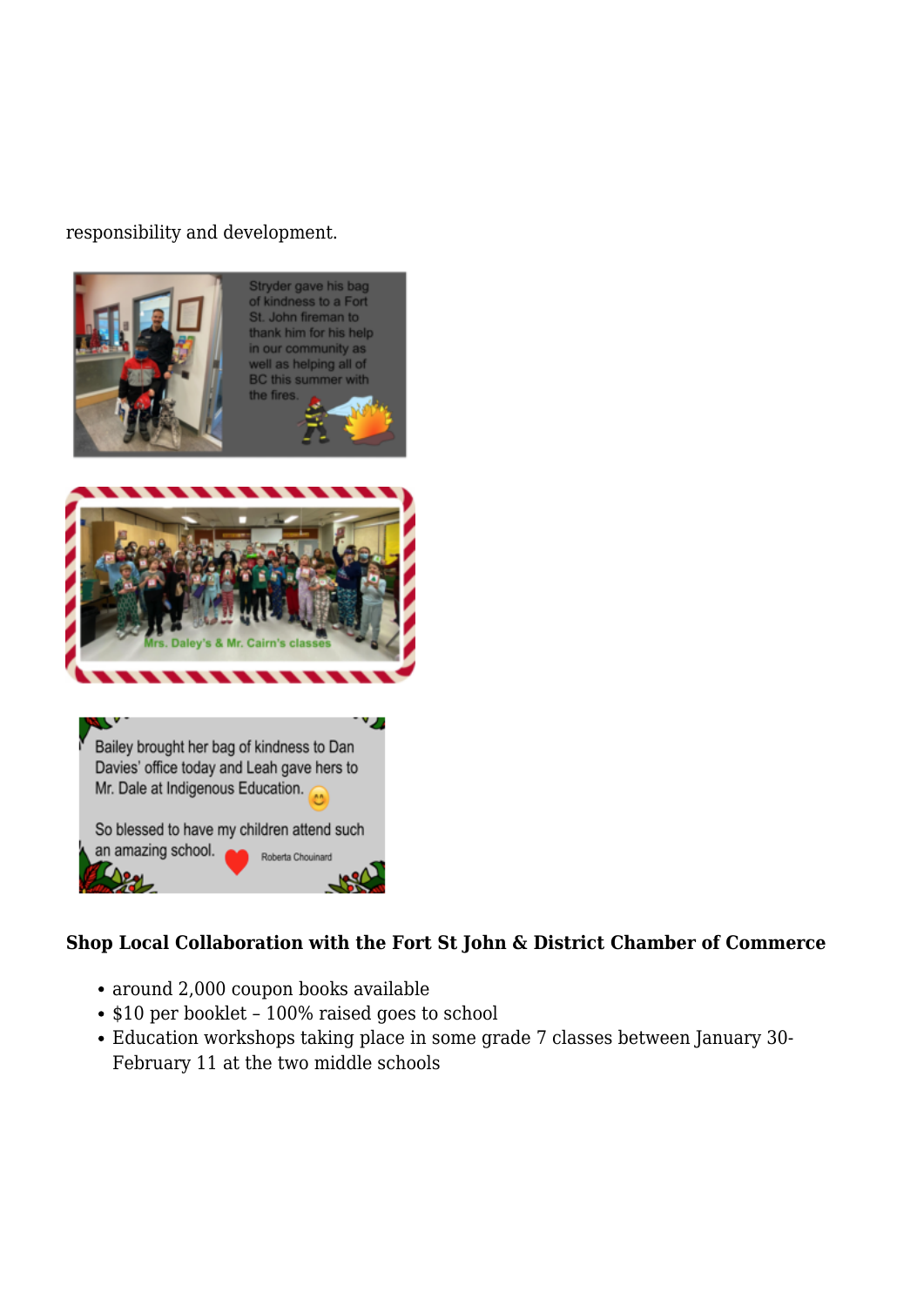responsibility and development.

Stryder gave his bag of kindness to a Fort St. John fireman to thank him for his help in our community as well as helping all of BC this summer with the fires.

Mrs. Daley's & Mr. Cairn's classes

Bailey brought her bag of kindness to Dan Davies' office today and Leah gave hers to Mr. Dale at Indigenous Education.

So blessed to have my children attend such an amazing school.

Roberta Chouinard

**Shop Local Collaboration with the Fort St John & District Chamber of Commerce**

- around 2,000 coupon books available
- $10 per booklet – 100% raised goes to school
- Education workshops taking place in some grade 7 classes between January 30-February 11 at the two middle schools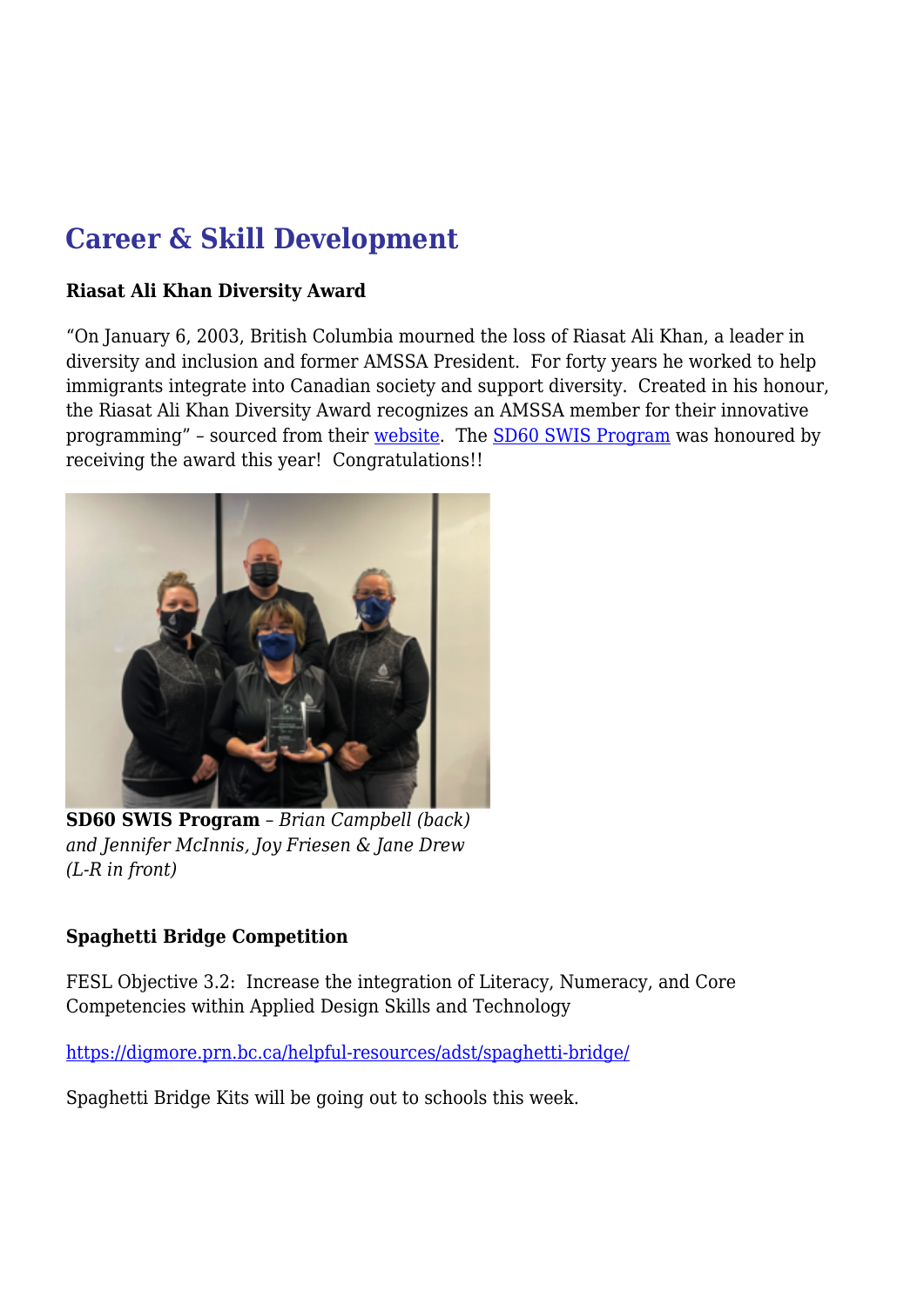## Career & Skill Development

**Riasat Ali Khan Diversity Award**

"On January 6, 2003, British Columbia mourned the loss of Riasat Ali Khan, a leader in diversity and inclusion and former AMSSA President. For forty years he worked to help immigrants integrate into Canadian society and support diversity. Created in his honour, the Riasat Ali Khan Diversity Award recognizes an AMSSA member for their innovative programming" – sourced from their website. The SD60 SWIS Program was honoured by receiving the award this year! Congratulations!!

**SD60 SWIS Program** – *Brian Campbell (back) and Jennifer McInnis, Joy Friesen & Jane Drew (L-R in front)*

**Spaghetti Bridge Competition**

FESL Objective 3.2: Increase the integration of Literacy, Numeracy, and Core Competencies within Applied Design Skills and Technology

https://digmore.prn.bc.ca/helpful-resources/adst/spaghetti-bridge/

Spaghetti Bridge Kits will be going out to schools this week.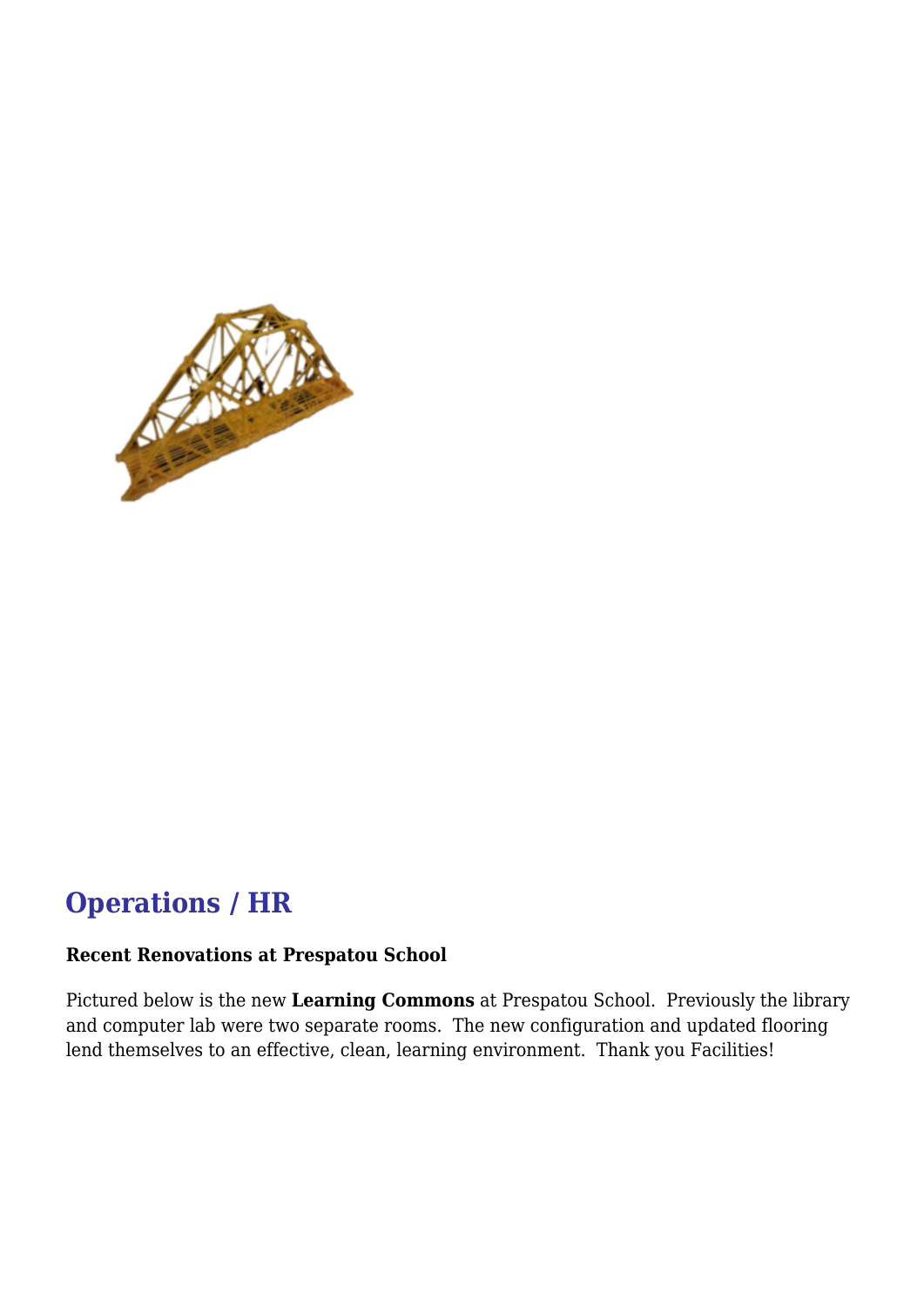## Operations / HR

**Recent Renovations at Prespatou School**

Pictured below is the new **Learning Commons** at Prespatou School. Previously the library and computer lab were two separate rooms. The new configuration and updated flooring lend themselves to an effective, clean, learning environment. Thank you Facilities!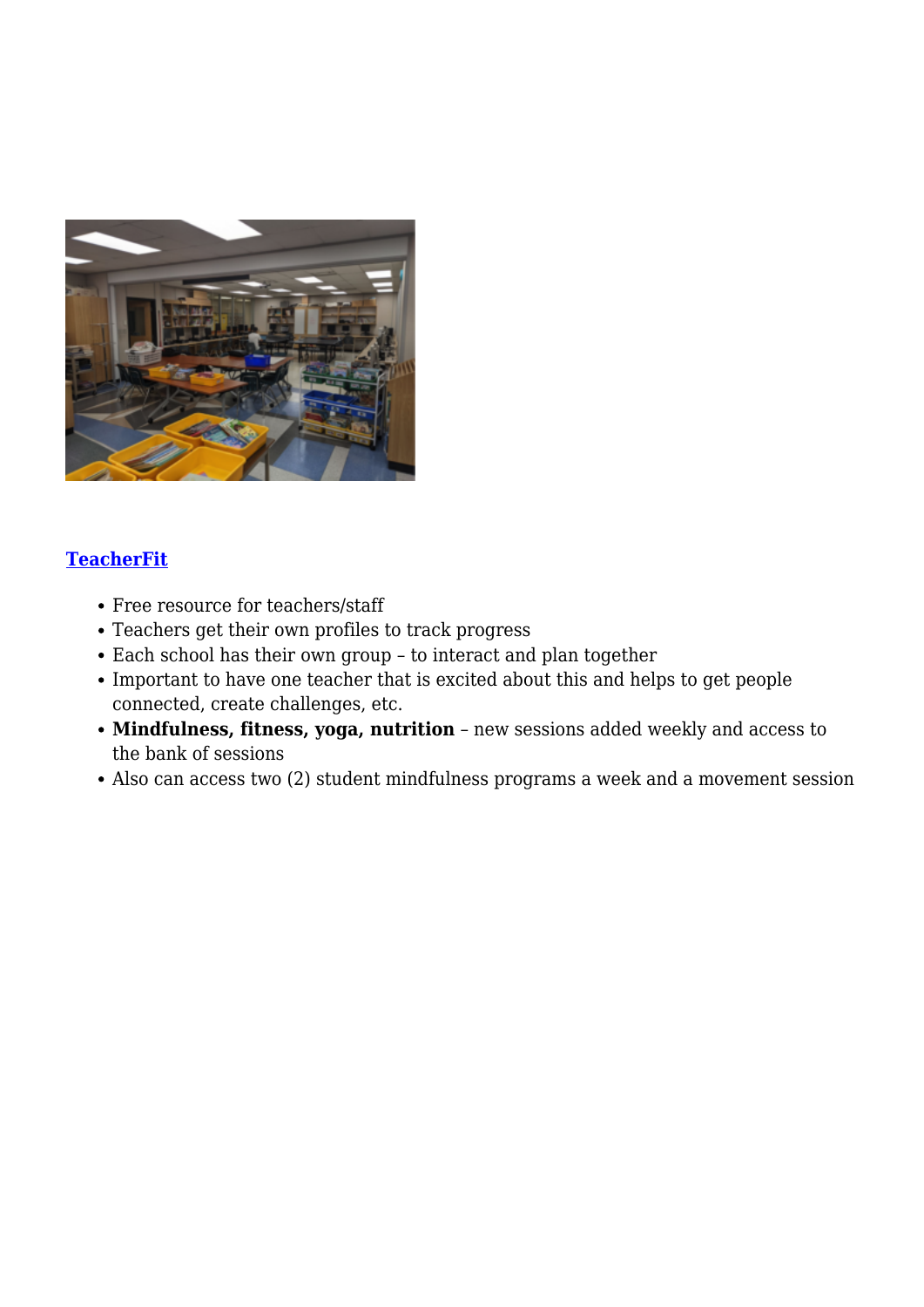**TeacherFit**

- Free resource for teachers/staff
- Teachers get their own profiles to track progress
- Each school has their own group – to interact and plan together
- Important to have one teacher that is excited about this and helps to get people connected, create challenges, etc.
- **Mindfulness, fitness, yoga, nutrition** – new sessions added weekly and access to the bank of sessions
- Also can access two (2) student mindfulness programs a week and a movement session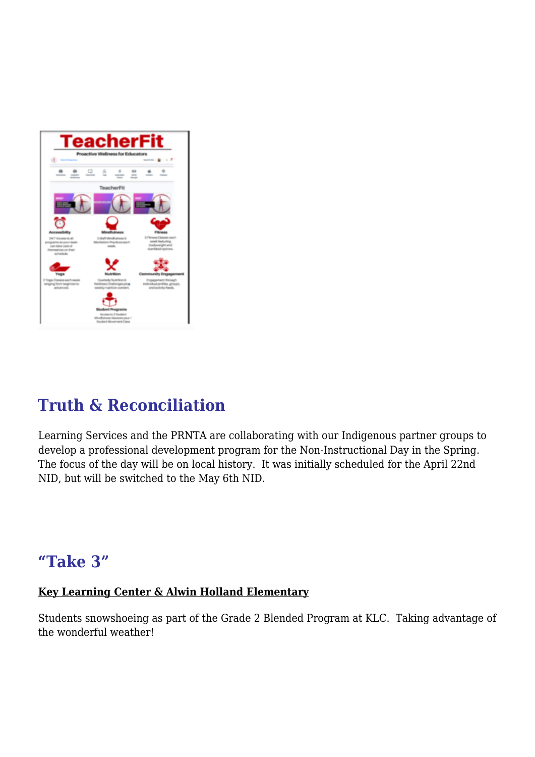## Truth & Reconciliation

Learning Services and the PRNTA are collaborating with our Indigenous partner groups to develop a professional development program for the Non-Instructional Day in the Spring. The focus of the day will be on local history. It was initially scheduled for the April 22nd NID, but will be switched to the May 6th NID.

## "Take 3"

**Key Learning Center & Alwin Holland Elementary**

Students snowshoeing as part of the Grade 2 Blended Program at KLC. Taking advantage of the wonderful weather!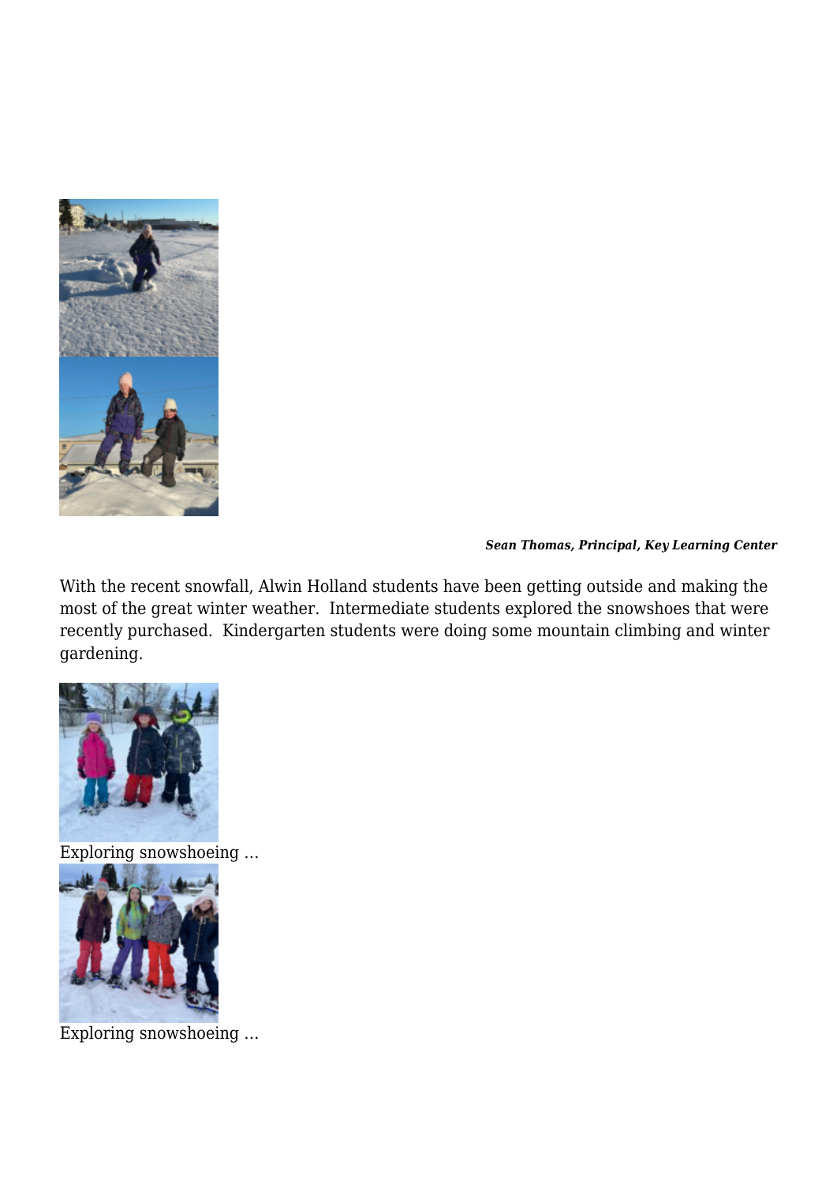***Sean Thomas, Principal, Key Learning Center***

With the recent snowfall, Alwin Holland students have been getting outside and making the most of the great winter weather.  Intermediate students explored the snowshoes that were recently purchased.  Kindergarten students were doing some mountain climbing and winter gardening.

Exploring snowshoeing …

Exploring snowshoeing …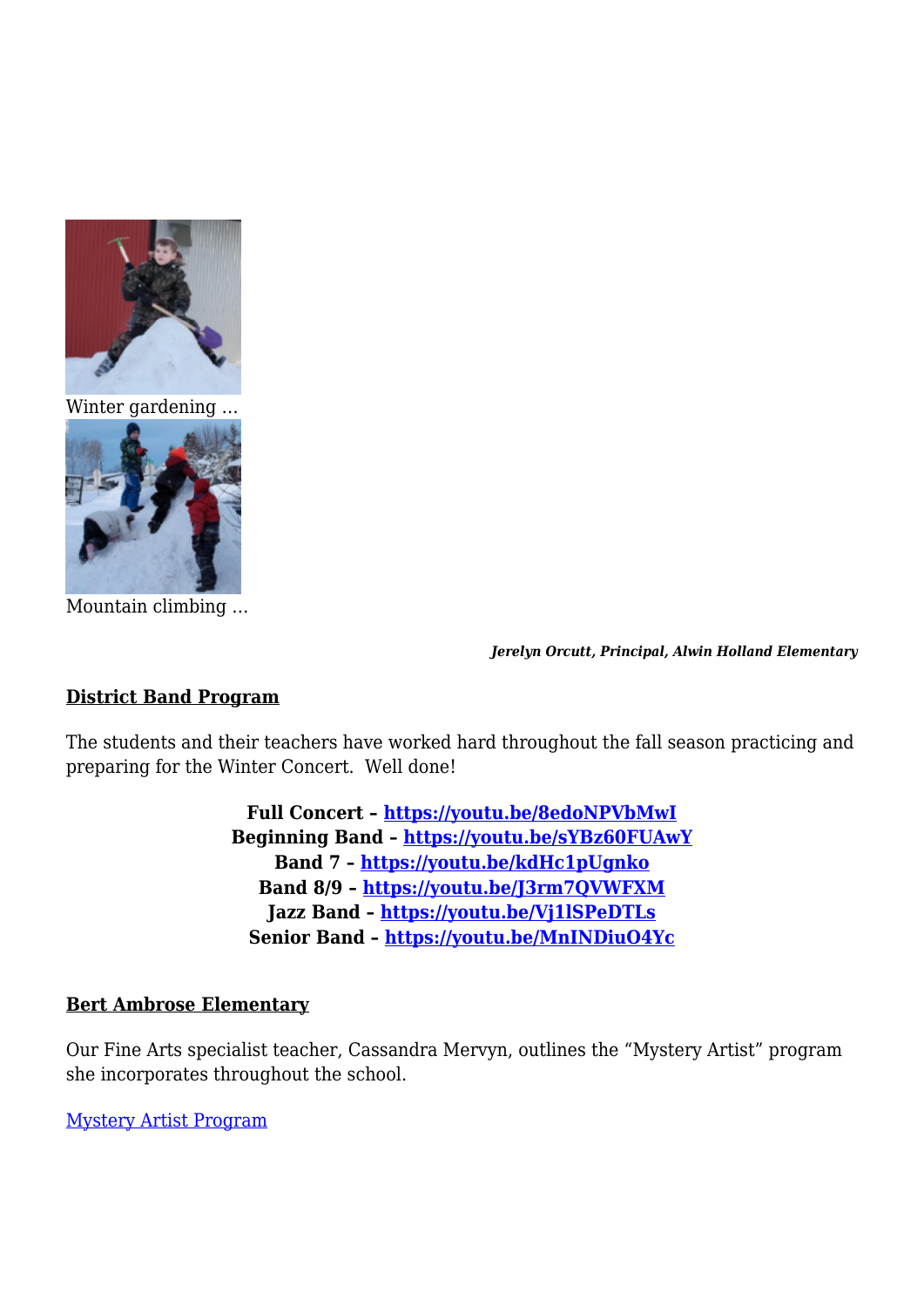Winter gardening …

Mountain climbing …

***Jerelyn Orcutt, Principal, Alwin Holland Elementary***

## District Band Program

The students and their teachers have worked hard throughout the fall season practicing and preparing for the Winter Concert.  Well done!

**Full Concert – https://youtu.be/8edoNPVbMwI**
**Beginning Band – https://youtu.be/sYBz60FUAwY**
**Band 7 – https://youtu.be/kdHc1pUgnko**
**Band 8/9 – https://youtu.be/J3rm7QVWFXM**
**Jazz Band – https://youtu.be/Vj1lSPeDTLs**
**Senior Band – https://youtu.be/MnINDiuO4Yc**

## Bert Ambrose Elementary

Our Fine Arts specialist teacher, Cassandra Mervyn, outlines the "Mystery Artist" program she incorporates throughout the school.

Mystery Artist Program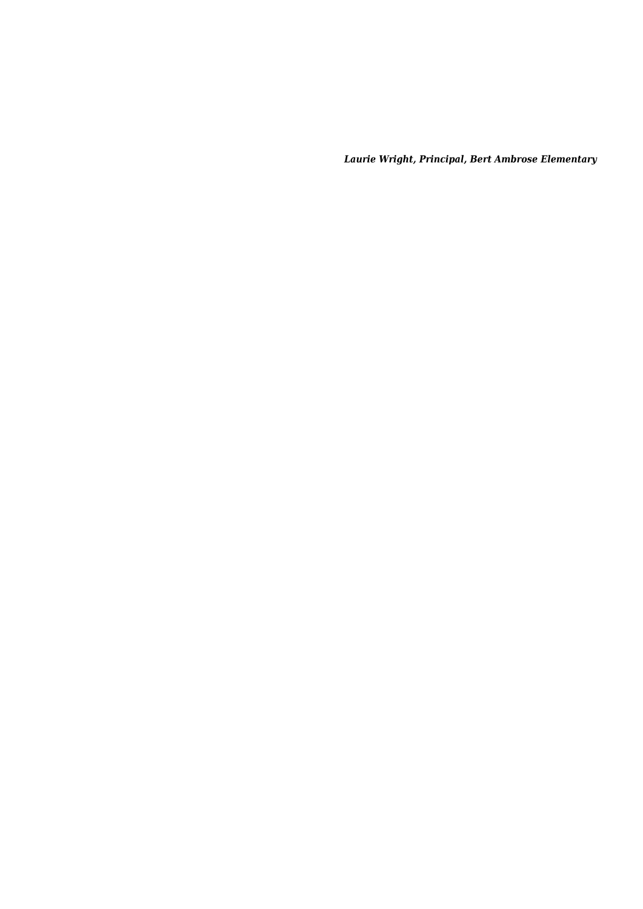***Laurie Wright, Principal, Bert Ambrose Elementary***